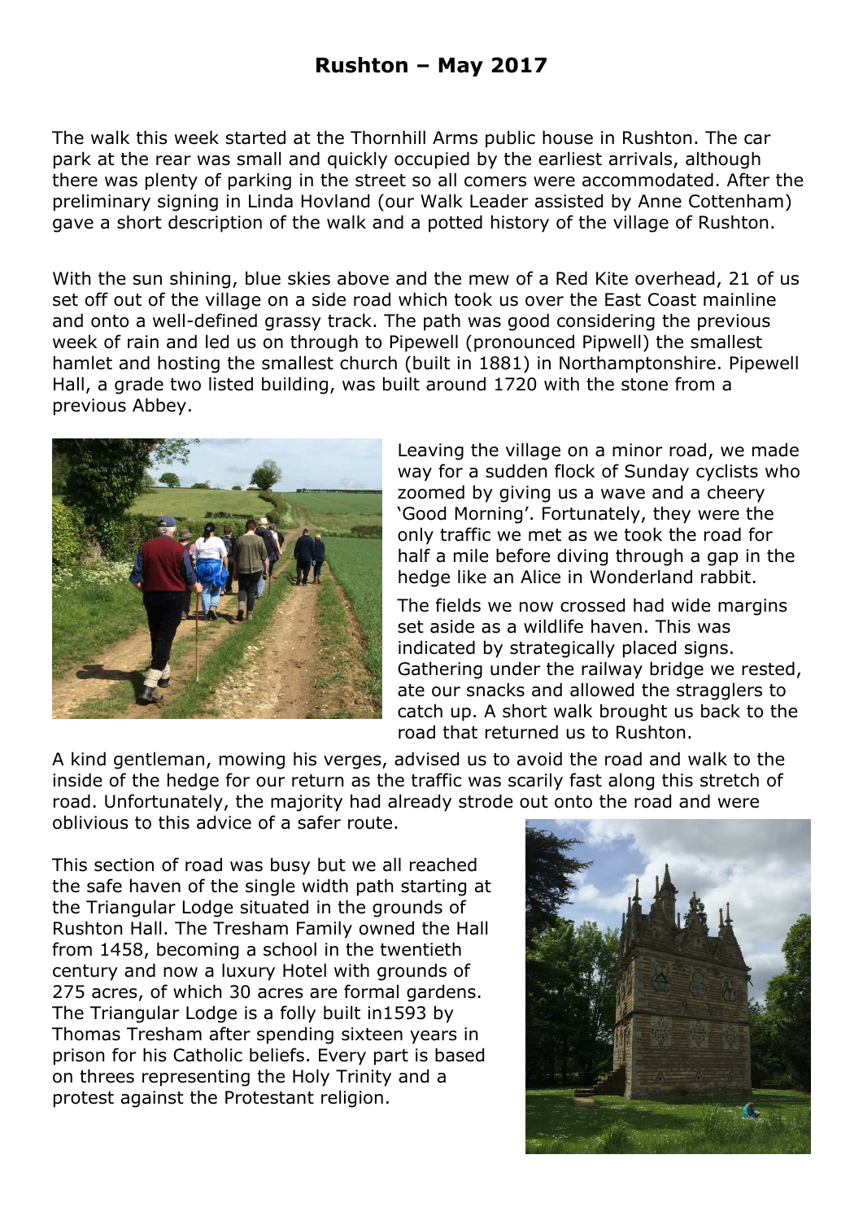# Rushton – May 2017

The walk this week started at the Thornhill Arms public house in Rushton. The car park at the rear was small and quickly occupied by the earliest arrivals, although there was plenty of parking in the street so all comers were accommodated. After the preliminary signing in Linda Hovland (our Walk Leader assisted by Anne Cottenham) gave a short description of the walk and a potted history of the village of Rushton.

With the sun shining, blue skies above and the mew of a Red Kite overhead, 21 of us set off out of the village on a side road which took us over the East Coast mainline and onto a well-defined grassy track. The path was good considering the previous week of rain and led us on through to Pipewell (pronounced Pipwell) the smallest hamlet and hosting the smallest church (built in 1881) in Northamptonshire. Pipewell Hall, a grade two listed building, was built around 1720 with the stone from a previous Abbey.

Leaving the village on a minor road, we made way for a sudden flock of Sunday cyclists who zoomed by giving us a wave and a cheery 'Good Morning'. Fortunately, they were the only traffic we met as we took the road for half a mile before diving through a gap in the hedge like an Alice in Wonderland rabbit.

The fields we now crossed had wide margins set aside as a wildlife haven. This was indicated by strategically placed signs. Gathering under the railway bridge we rested, ate our snacks and allowed the stragglers to catch up. A short walk brought us back to the road that returned us to Rushton.

A kind gentleman, mowing his verges, advised us to avoid the road and walk to the inside of the hedge for our return as the traffic was scarily fast along this stretch of road. Unfortunately, the majority had already strode out onto the road and were oblivious to this advice of a safer route.

This section of road was busy but we all reached the safe haven of the single width path starting at the Triangular Lodge situated in the grounds of Rushton Hall. The Tresham Family owned the Hall from 1458, becoming a school in the twentieth century and now a luxury Hotel with grounds of 275 acres, of which 30 acres are formal gardens. The Triangular Lodge is a folly built in1593 by Thomas Tresham after spending sixteen years in prison for his Catholic beliefs. Every part is based on threes representing the Holy Trinity and a protest against the Protestant religion.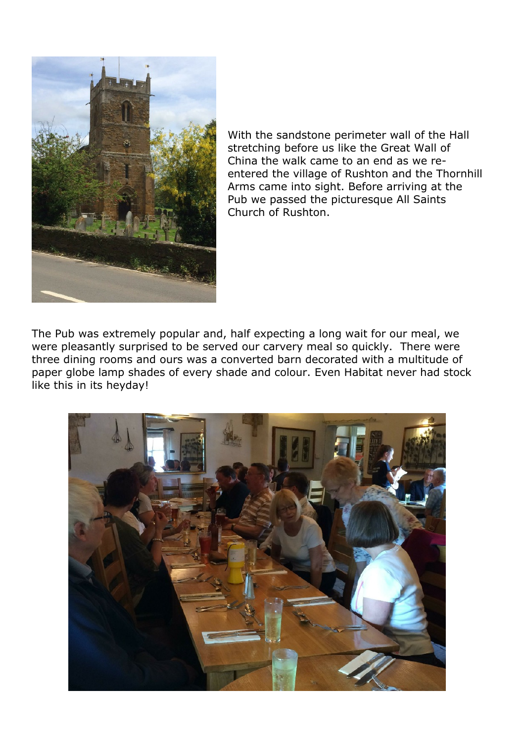With the sandstone perimeter wall of the Hall stretching before us like the Great Wall of China the walk came to an end as we re-entered the village of Rushton and the Thornhill Arms came into sight. Before arriving at the Pub we passed the picturesque All Saints Church of Rushton.

The Pub was extremely popular and, half expecting a long wait for our meal, we were pleasantly surprised to be served our carvery meal so quickly. There were three dining rooms and ours was a converted barn decorated with a multitude of paper globe lamp shades of every shade and colour. Even Habitat never had stock like this in its heyday!